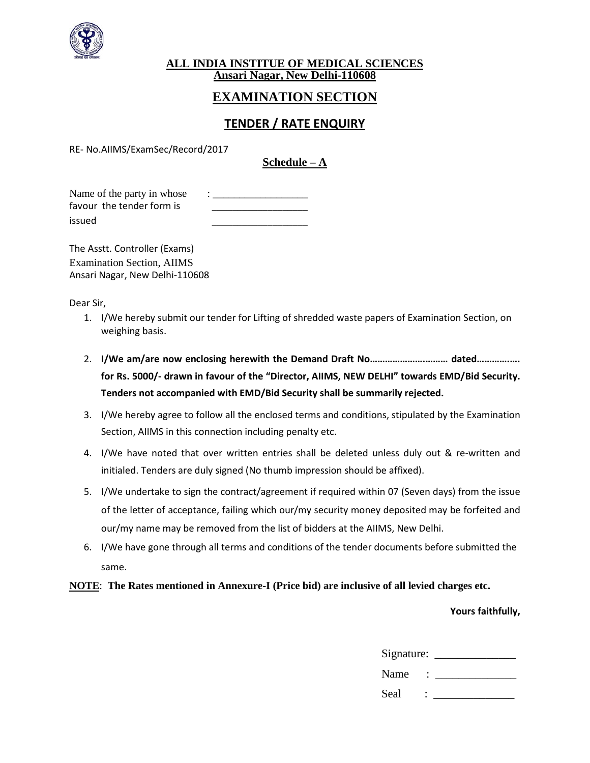**ALL INDIA INSTITUE OF MEDICAL SCIENCES**
**Ansari Nagar, New Delhi-110608**

# EXAMINATION SECTION

## TENDER / RATE ENQUIRY

RE- No.AIIMS/ExamSec/Record/2017

**Schedule – A**

Name of the party in whose favour the tender form is issued : __________________

The Asstt. Controller (Exams)
Examination Section, AIIMS
Ansari Nagar, New Delhi-110608

Dear Sir,

1. I/We hereby submit our tender for Lifting of shredded waste papers of Examination Section, on weighing basis.
2. **I/We am/are now enclosing herewith the Demand Draft No…………………..……… dated…………….. for Rs. 5000/- drawn in favour of the "Director, AIIMS, NEW DELHI" towards EMD/Bid Security. Tenders not accompanied with EMD/Bid Security shall be summarily rejected.**
3. I/We hereby agree to follow all the enclosed terms and conditions, stipulated by the Examination Section, AIIMS in this connection including penalty etc.
4. I/We have noted that over written entries shall be deleted unless duly out & re-written and initialed. Tenders are duly signed (No thumb impression should be affixed).
5. I/We undertake to sign the contract/agreement if required within 07 (Seven days) from the issue of the letter of acceptance, failing which our/my security money deposited may be forfeited and our/my name may be removed from the list of bidders at the AIIMS, New Delhi.
6. I/We have gone through all terms and conditions of the tender documents before submitted the same.

**NOTE**: **The Rates mentioned in Annexure-I (Price bid) are inclusive of all levied charges etc.**

**Yours faithfully,**

Signature: ______________

Name : ______________

Seal : ______________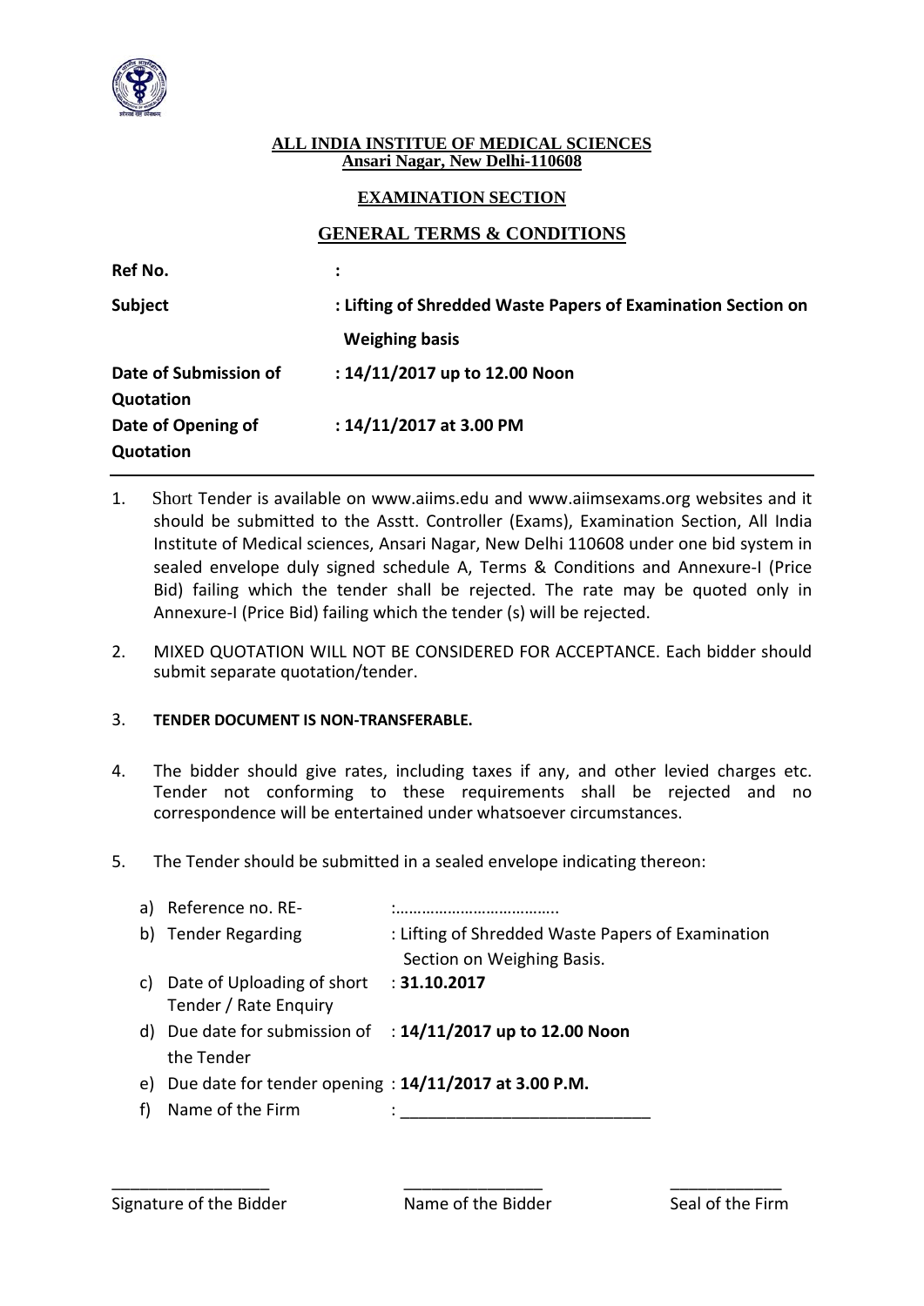**ALL INDIA INSTITUE OF MEDICAL SCIENCES**
**Ansari Nagar, New Delhi-110608**

**EXAMINATION SECTION**

## GENERAL TERMS & CONDITIONS

| | |
|---|---|
| **Ref No.** | **:** |
| **Subject** | **: Lifting of Shredded Waste Papers of Examination Section on Weighing basis** |
| **Date of Submission of Quotation** | **: 14/11/2017 up to 12.00 Noon** |
| **Date of Opening of Quotation** | **: 14/11/2017 at 3.00 PM** |

1. Short Tender is available on www.aiims.edu and www.aiimsexams.org websites and it should be submitted to the Asstt. Controller (Exams), Examination Section, All India Institute of Medical sciences, Ansari Nagar, New Delhi 110608 under one bid system in sealed envelope duly signed schedule A, Terms & Conditions and Annexure-I (Price Bid) failing which the tender shall be rejected. The rate may be quoted only in Annexure-I (Price Bid) failing which the tender (s) will be rejected.

2. MIXED QUOTATION WILL NOT BE CONSIDERED FOR ACCEPTANCE. Each bidder should submit separate quotation/tender.

3. **TENDER DOCUMENT IS NON-TRANSFERABLE.**

4. The bidder should give rates, including taxes if any, and other levied charges etc. Tender not conforming to these requirements shall be rejected and no correspondence will be entertained under whatsoever circumstances.

5. The Tender should be submitted in a sealed envelope indicating thereon:

   a) Reference no. RE- :………………………………..
   b) Tender Regarding : Lifting of Shredded Waste Papers of Examination Section on Weighing Basis.
   c) Date of Uploading of short Tender / Rate Enquiry : **31.10.2017**
   d) Due date for submission of the Tender : **14/11/2017 up to 12.00 Noon**
   e) Due date for tender opening : **14/11/2017 at 3.00 P.M.**
   f) Name of the Firm : ___________________________

_________________ Signature of the Bidder

_______________ Name of the Bidder

____________ Seal of the Firm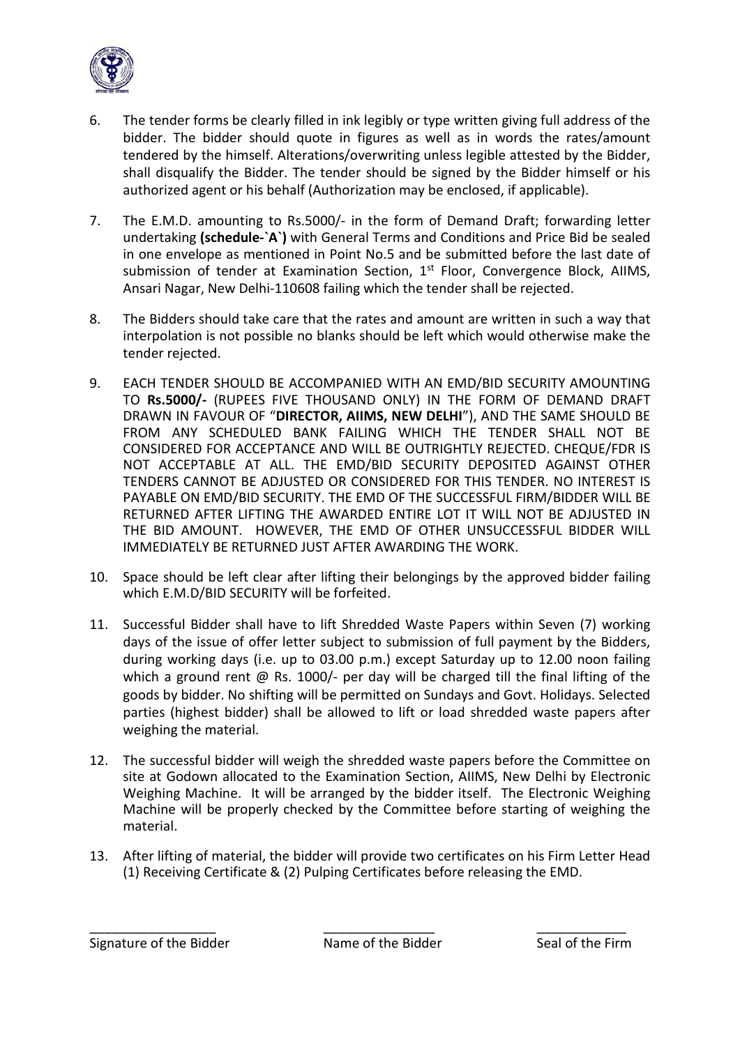6. The tender forms be clearly filled in ink legibly or type written giving full address of the bidder. The bidder should quote in figures as well as in words the rates/amount tendered by the himself. Alterations/overwriting unless legible attested by the Bidder, shall disqualify the Bidder. The tender should be signed by the Bidder himself or his authorized agent or his behalf (Authorization may be enclosed, if applicable).

7. The E.M.D. amounting to Rs.5000/- in the form of Demand Draft; forwarding letter undertaking **(schedule-`A`)** with General Terms and Conditions and Price Bid be sealed in one envelope as mentioned in Point No.5 and be submitted before the last date of submission of tender at Examination Section, 1st Floor, Convergence Block, AIIMS, Ansari Nagar, New Delhi-110608 failing which the tender shall be rejected.

8. The Bidders should take care that the rates and amount are written in such a way that interpolation is not possible no blanks should be left which would otherwise make the tender rejected.

9. EACH TENDER SHOULD BE ACCOMPANIED WITH AN EMD/BID SECURITY AMOUNTING TO **Rs.5000/-** (RUPEES FIVE THOUSAND ONLY) IN THE FORM OF DEMAND DRAFT DRAWN IN FAVOUR OF "**DIRECTOR, AIIMS, NEW DELHI**"), AND THE SAME SHOULD BE FROM ANY SCHEDULED BANK FAILING WHICH THE TENDER SHALL NOT BE CONSIDERED FOR ACCEPTANCE AND WILL BE OUTRIGHTLY REJECTED. CHEQUE/FDR IS NOT ACCEPTABLE AT ALL. THE EMD/BID SECURITY DEPOSITED AGAINST OTHER TENDERS CANNOT BE ADJUSTED OR CONSIDERED FOR THIS TENDER. NO INTEREST IS PAYABLE ON EMD/BID SECURITY. THE EMD OF THE SUCCESSFUL FIRM/BIDDER WILL BE RETURNED AFTER LIFTING THE AWARDED ENTIRE LOT IT WILL NOT BE ADJUSTED IN THE BID AMOUNT. HOWEVER, THE EMD OF OTHER UNSUCCESSFUL BIDDER WILL IMMEDIATELY BE RETURNED JUST AFTER AWARDING THE WORK.

10. Space should be left clear after lifting their belongings by the approved bidder failing which E.M.D/BID SECURITY will be forfeited.

11. Successful Bidder shall have to lift Shredded Waste Papers within Seven (7) working days of the issue of offer letter subject to submission of full payment by the Bidders, during working days (i.e. up to 03.00 p.m.) except Saturday up to 12.00 noon failing which a ground rent @ Rs. 1000/- per day will be charged till the final lifting of the goods by bidder. No shifting will be permitted on Sundays and Govt. Holidays. Selected parties (highest bidder) shall be allowed to lift or load shredded waste papers after weighing the material.

12. The successful bidder will weigh the shredded waste papers before the Committee on site at Godown allocated to the Examination Section, AIIMS, New Delhi by Electronic Weighing Machine. It will be arranged by the bidder itself. The Electronic Weighing Machine will be properly checked by the Committee before starting of weighing the material.

13. After lifting of material, the bidder will provide two certificates on his Firm Letter Head (1) Receiving Certificate & (2) Pulping Certificates before releasing the EMD.

| _________________ | ________________ | _____________ |
|---|---|---|
| Signature of the Bidder | Name of the Bidder | Seal of the Firm |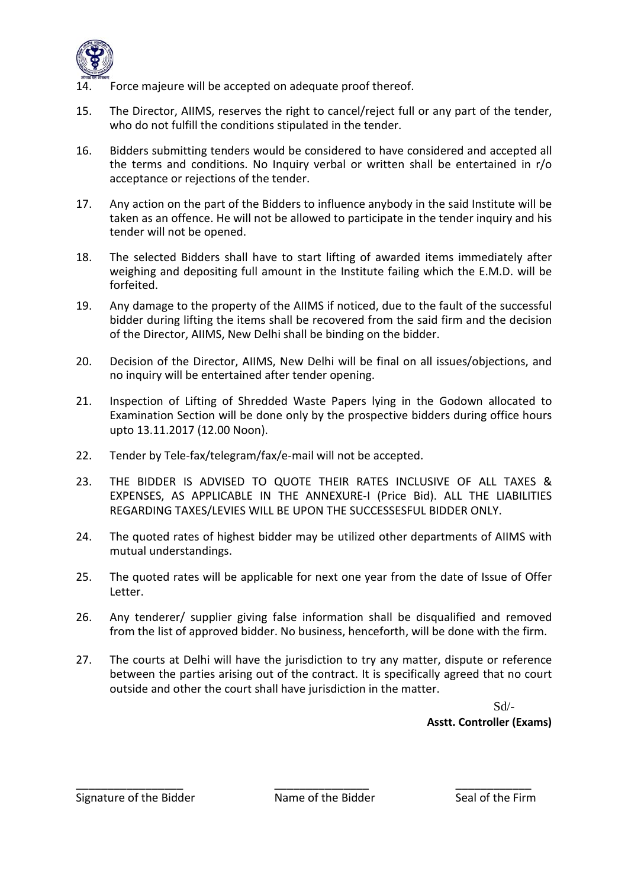14. Force majeure will be accepted on adequate proof thereof.

15. The Director, AIIMS, reserves the right to cancel/reject full or any part of the tender, who do not fulfill the conditions stipulated in the tender.

16. Bidders submitting tenders would be considered to have considered and accepted all the terms and conditions. No Inquiry verbal or written shall be entertained in r/o acceptance or rejections of the tender.

17. Any action on the part of the Bidders to influence anybody in the said Institute will be taken as an offence. He will not be allowed to participate in the tender inquiry and his tender will not be opened.

18. The selected Bidders shall have to start lifting of awarded items immediately after weighing and depositing full amount in the Institute failing which the E.M.D. will be forfeited.

19. Any damage to the property of the AIIMS if noticed, due to the fault of the successful bidder during lifting the items shall be recovered from the said firm and the decision of the Director, AIIMS, New Delhi shall be binding on the bidder.

20. Decision of the Director, AIIMS, New Delhi will be final on all issues/objections, and no inquiry will be entertained after tender opening.

21. Inspection of Lifting of Shredded Waste Papers lying in the Godown allocated to Examination Section will be done only by the prospective bidders during office hours upto 13.11.2017 (12.00 Noon).

22. Tender by Tele-fax/telegram/fax/e-mail will not be accepted.

23. THE BIDDER IS ADVISED TO QUOTE THEIR RATES INCLUSIVE OF ALL TAXES & EXPENSES, AS APPLICABLE IN THE ANNEXURE-I (Price Bid). ALL THE LIABILITIES REGARDING TAXES/LEVIES WILL BE UPON THE SUCCESSESFUL BIDDER ONLY.

24. The quoted rates of highest bidder may be utilized other departments of AIIMS with mutual understandings.

25. The quoted rates will be applicable for next one year from the date of Issue of Offer Letter.

26. Any tenderer/ supplier giving false information shall be disqualified and removed from the list of approved bidder. No business, henceforth, will be done with the firm.

27. The courts at Delhi will have the jurisdiction to try any matter, dispute or reference between the parties arising out of the contract. It is specifically agreed that no court outside and other the court shall have jurisdiction in the matter.

Sd/-
**Asstt. Controller (Exams)**

_________________ Signature of the Bidder

_________________ Name of the Bidder

_________________ Seal of the Firm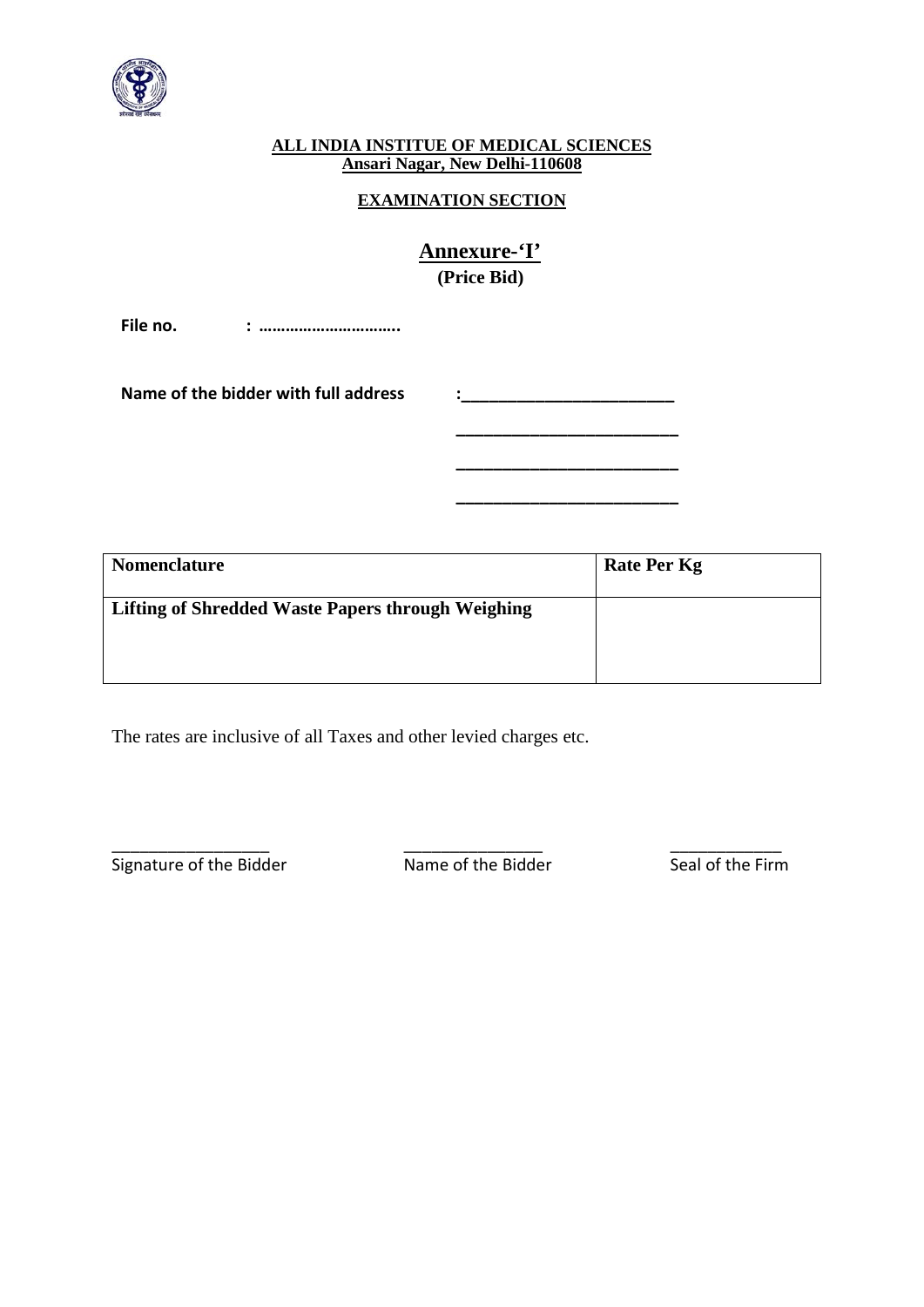**ALL INDIA INSTITUE OF MEDICAL SCIENCES**
**Ansari Nagar, New Delhi-110608**

**EXAMINATION SECTION**

## Annexure-'I'
**(Price Bid)**

**File no. : …………………………..**

**Name of the bidder with full address :________________________**

**________________________**

**________________________**

**________________________**

| Nomenclature | Rate Per Kg |
|---|---|
| **Lifting of Shredded Waste Papers through Weighing** | |

The rates are inclusive of all Taxes and other levied charges etc.

_________________ _______________ ____________
Signature of the Bidder Name of the Bidder Seal of the Firm